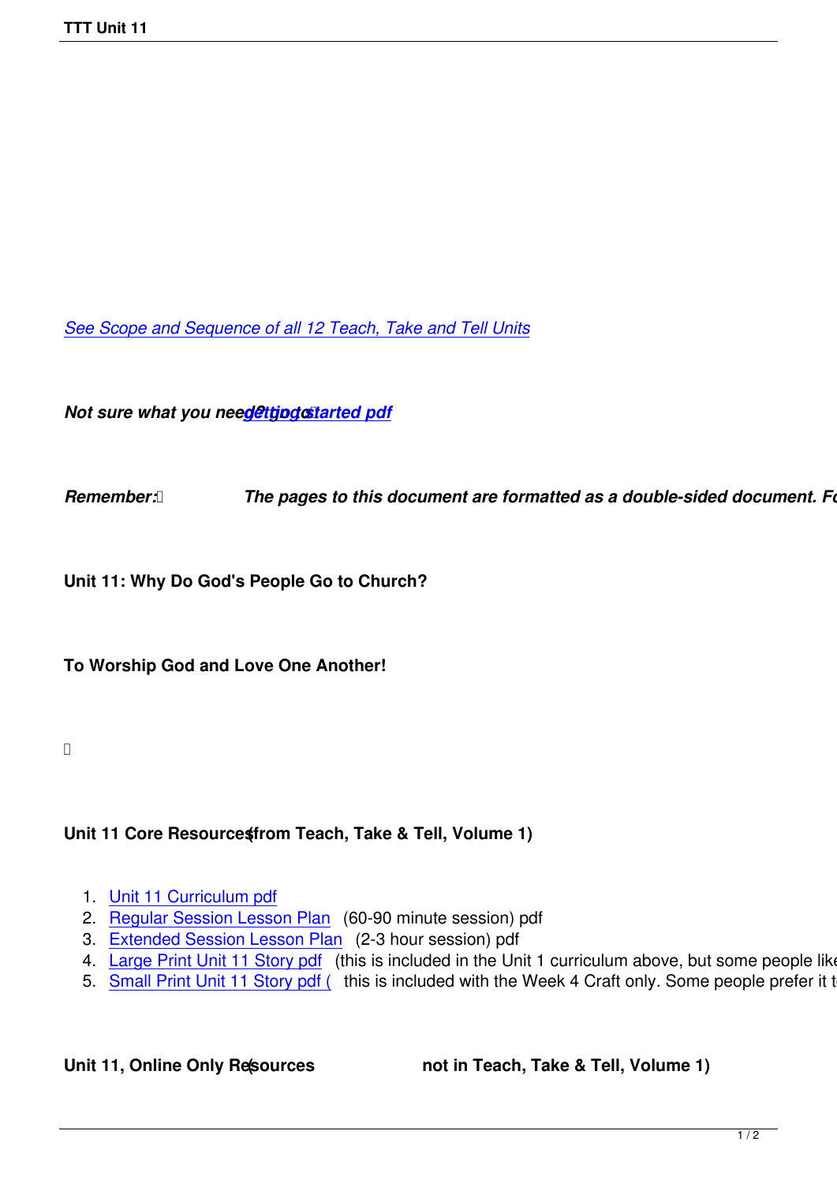*See Scope and Sequence of all 12 Teach, Take and Tell Units*

***Not sure what you need? go to getting started pdf***

***Remember: The pages to this document are formatted as a double-sided document. Fo***

**Unit 11: Why Do God's People Go to Church?**

**To Worship God and Love One Another!**

**Unit 11 Core Resources (from Teach, Take & Tell, Volume 1)**

1. Unit 11 Curriculum pdf
2. Regular Session Lesson Plan (60-90 minute session) pdf
3. Extended Session Lesson Plan (2-3 hour session) pdf
4. Large Print Unit 11 Story pdf (this is included in the Unit 1 curriculum above, but some people like
5. Small Print Unit 11 Story pdf ( this is included with the Week 4 Craft only. Some people prefer it t

**Unit 11, Online Only Resources (not in Teach, Take & Tell, Volume 1)**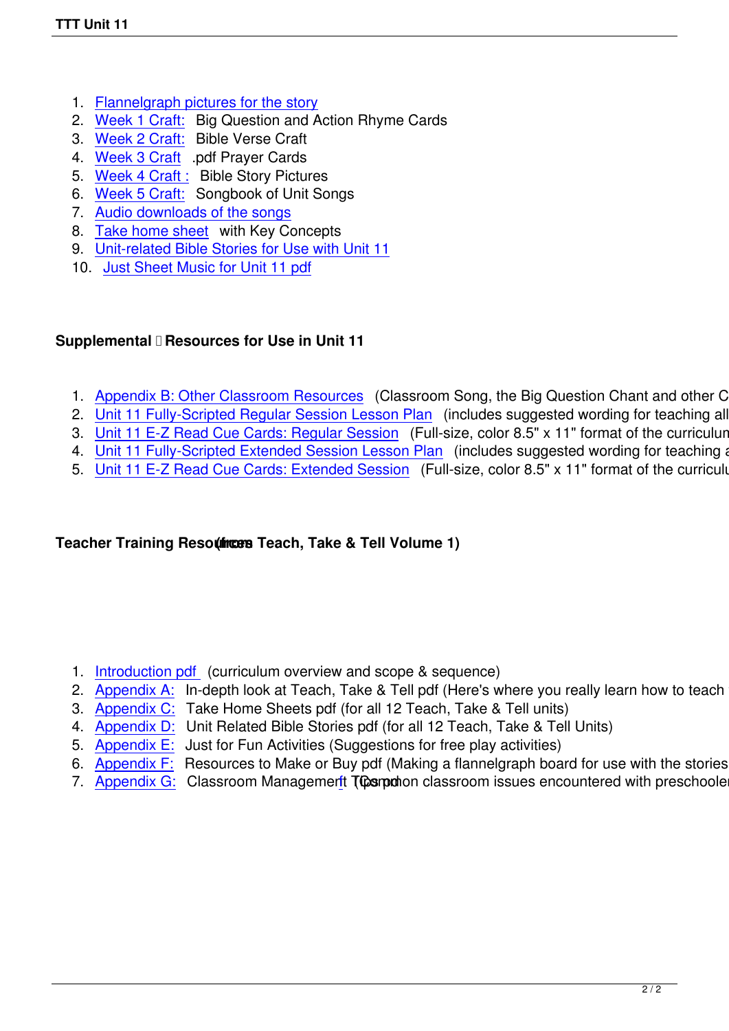1. Flannelgraph pictures for the story
2. Week 1 Craft: Big Question and Action Rhyme Cards
3. Week 2 Craft: Bible Verse Craft
4. Week 3 Craft .pdf Prayer Cards
5. Week 4 Craft : Bible Story Pictures
6. Week 5 Craft: Songbook of Unit Songs
7. Audio downloads of the songs
8. Take home sheet with Key Concepts
9. Unit-related Bible Stories for Use with Unit 11
10. Just Sheet Music for Unit 11 pdf

**Supplemental Resources for Use in Unit 11**

1. Appendix B: Other Classroom Resources (Classroom Song, the Big Question Chant and other C
2. Unit 11 Fully-Scripted Regular Session Lesson Plan (includes suggested wording for teaching all
3. Unit 11 E-Z Read Cue Cards: Regular Session (Full-size, color 8.5" x 11" format of the curriculum
4. Unit 11 Fully-Scripted Extended Session Lesson Plan (includes suggested wording for teaching a
5. Unit 11 E-Z Read Cue Cards: Extended Session (Full-size, color 8.5" x 11" format of the curriculu

**Teacher Training Resources (from Teach, Take & Tell Volume 1)**

1. Introduction pdf (curriculum overview and scope & sequence)
2. Appendix A: In-depth look at Teach, Take & Tell pdf (Here's where you really learn how to teach
3. Appendix C: Take Home Sheets pdf (for all 12 Teach, Take & Tell units)
4. Appendix D: Unit Related Bible Stories pdf (for all 12 Teach, Take & Tell Units)
5. Appendix E: Just for Fun Activities (Suggestions for free play activities)
6. Appendix F: Resources to Make or Buy pdf (Making a flannelgraph board for use with the stories
7. Appendix G: Classroom Management Tips pdf (Common classroom issues encountered with preschooler